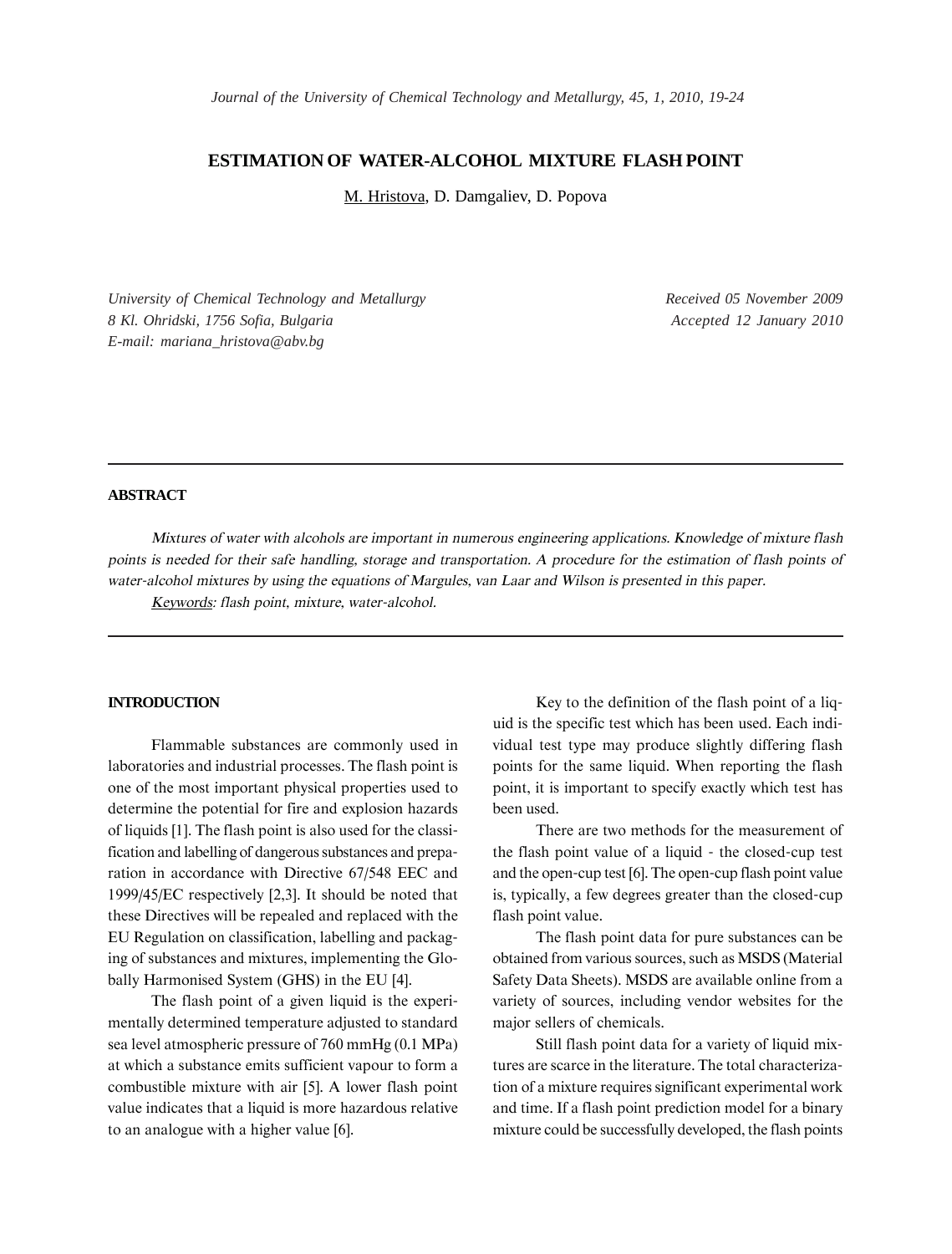# ESTIMATION OF WATER-ALCOHOL MIXTURE FLASH POINT

M. Hristova, D. Damgaliev, D. Popova

*University of Chemical Technology and Metallurgy*
*8 Kl. Ohridski, 1756 Sofia, Bulgaria*
*E-mail: mariana_hristova@abv.bg*

*Received 05 November 2009*
*Accepted 12 January 2010*

## ABSTRACT

*Mixtures of water with alcohols are important in numerous engineering applications. Knowledge of mixture flash points is needed for their safe handling, storage and transportation. A procedure for the estimation of flash points of water-alcohol mixtures by using the equations of Margules, van Laar and Wilson is presented in this paper.*

*Keywords: flash point, mixture, water-alcohol.*

## INTRODUCTION

Flammable substances are commonly used in laboratories and industrial processes. The flash point is one of the most important physical properties used to determine the potential for fire and explosion hazards of liquids [1]. The flash point is also used for the classification and labelling of dangerous substances and preparation in accordance with Directive 67/548 EEC and 1999/45/EC respectively [2,3]. It should be noted that these Directives will be repealed and replaced with the EU Regulation on classification, labelling and packaging of substances and mixtures, implementing the Globally Harmonised System (GHS) in the EU [4].

The flash point of a given liquid is the experimentally determined temperature adjusted to standard sea level atmospheric pressure of 760 mmHg (0.1 MPa) at which a substance emits sufficient vapour to form a combustible mixture with air [5]. A lower flash point value indicates that a liquid is more hazardous relative to an analogue with a higher value [6].

Key to the definition of the flash point of a liquid is the specific test which has been used. Each individual test type may produce slightly differing flash points for the same liquid. When reporting the flash point, it is important to specify exactly which test has been used.

There are two methods for the measurement of the flash point value of a liquid - the closed-cup test and the open-cup test [6]. The open-cup flash point value is, typically, a few degrees greater than the closed-cup flash point value.

The flash point data for pure substances can be obtained from various sources, such as MSDS (Material Safety Data Sheets). MSDS are available online from a variety of sources, including vendor websites for the major sellers of chemicals.

Still flash point data for a variety of liquid mixtures are scarce in the literature. The total characterization of a mixture requires significant experimental work and time. If a flash point prediction model for a binary mixture could be successfully developed, the flash points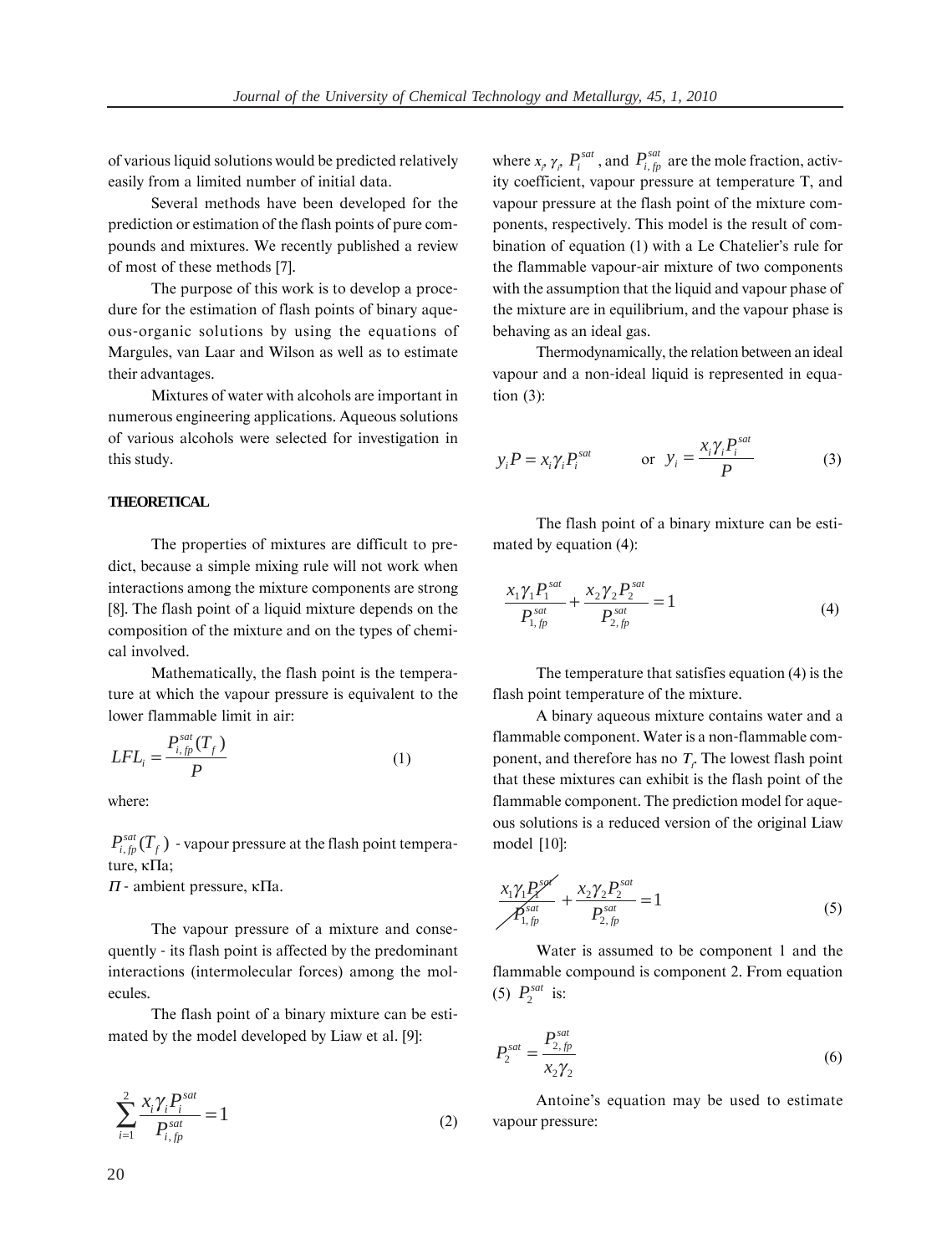of various liquid solutions would be predicted relatively easily from a limited number of initial data.

Several methods have been developed for the prediction or estimation of the flash points of pure compounds and mixtures. We recently published a review of most of these methods [7].

The purpose of this work is to develop a procedure for the estimation of flash points of binary aqueous-organic solutions by using the equations of Margules, van Laar and Wilson as well as to estimate their advantages.

Mixtures of water with alcohols are important in numerous engineering applications. Aqueous solutions of various alcohols were selected for investigation in this study.

## THEORETICAL

The properties of mixtures are difficult to predict, because a simple mixing rule will not work when interactions among the mixture components are strong [8]. The flash point of a liquid mixture depends on the composition of the mixture and on the types of chemical involved.

Mathematically, the flash point is the temperature at which the vapour pressure is equivalent to the lower flammable limit in air:

$$LFL_i = \frac{P_{i,fp}^{sat}(T_f)}{P} \tag{1}$$

where:

$P_{i,fp}^{sat}(T_f)$ - vapour pressure at the flash point temperature, кПа;

$\Pi$ - ambient pressure, кПа.

The vapour pressure of a mixture and consequently - its flash point is affected by the predominant interactions (intermolecular forces) among the molecules.

The flash point of a binary mixture can be estimated by the model developed by Liaw et al. [9]:

$$\sum_{i=1}^{2} \frac{x_i \gamma_i P_i^{sat}}{P_{i,fp}^{sat}} = 1 \tag{2}$$

where $x_i$, $\gamma_i$, $P_i^{sat}$, and $P_{i,fp}^{sat}$ are the mole fraction, activity coefficient, vapour pressure at temperature T, and vapour pressure at the flash point of the mixture components, respectively. This model is the result of combination of equation (1) with a Le Chatelier's rule for the flammable vapour-air mixture of two components with the assumption that the liquid and vapour phase of the mixture are in equilibrium, and the vapour phase is behaving as an ideal gas.

Thermodynamically, the relation between an ideal vapour and a non-ideal liquid is represented in equation (3):

$$y_i P = x_i \gamma_i P_i^{sat} \qquad \text{or} \quad y_i = \frac{x_i \gamma_i P_i^{sat}}{P} \tag{3}$$

The flash point of a binary mixture can be estimated by equation (4):

$$\frac{x_1 \gamma_1 P_1^{sat}}{P_{1,fp}^{sat}} + \frac{x_2 \gamma_2 P_2^{sat}}{P_{2,fp}^{sat}} = 1 \tag{4}$$

The temperature that satisfies equation (4) is the flash point temperature of the mixture.

A binary aqueous mixture contains water and a flammable component. Water is a non-flammable component, and therefore has no $T_f$. The lowest flash point that these mixtures can exhibit is the flash point of the flammable component. The prediction model for aqueous solutions is a reduced version of the original Liaw model [10]:

$$\cancel{\frac{x_1 \gamma_1 P_1^{sat}}{P_{1,fp}^{sat}}} + \frac{x_2 \gamma_2 P_2^{sat}}{P_{2,fp}^{sat}} = 1 \tag{5}$$

Water is assumed to be component 1 and the flammable compound is component 2. From equation (5) $P_2^{sat}$ is:

$$P_2^{sat} = \frac{P_{2,fp}^{sat}}{x_2 \gamma_2} \tag{6}$$

Antoine's equation may be used to estimate vapour pressure: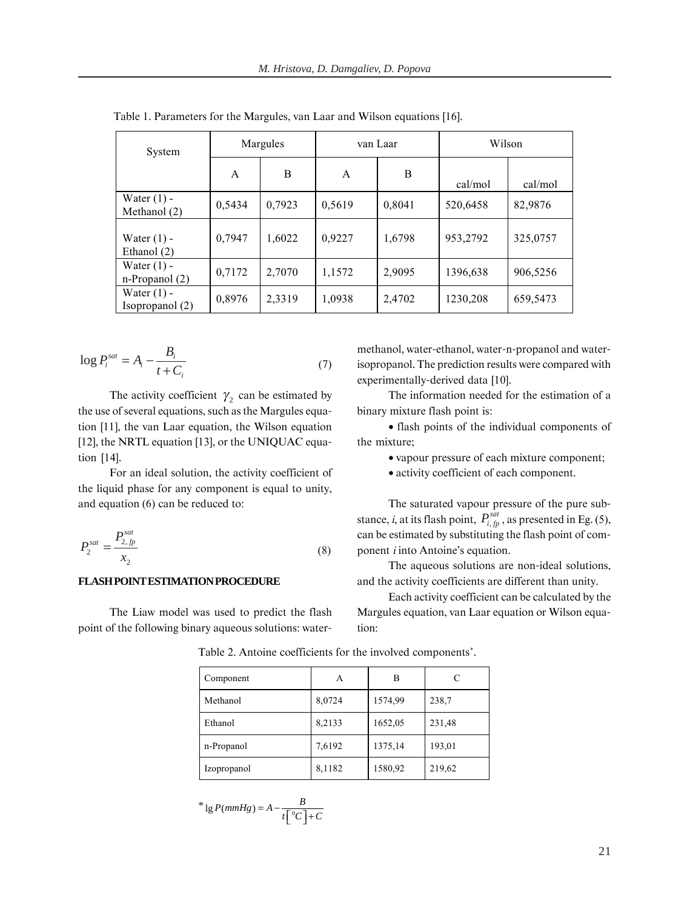Table 1. Parameters for the Margules, van Laar and Wilson equations [16].

| System | Margules | | van Laar | | Wilson | |
|---|---|---|---|---|---|---|
| | A | B | A | B | cal/mol | cal/mol |
| Water (1) - Methanol (2) | 0,5434 | 0,7923 | 0,5619 | 0,8041 | 520,6458 | 82,9876 |
| Water (1) - Ethanol (2) | 0,7947 | 1,6022 | 0,9227 | 1,6798 | 953,2792 | 325,0757 |
| Water (1) - n-Propanol (2) | 0,7172 | 2,7070 | 1,1572 | 2,9095 | 1396,638 | 906,5256 |
| Water (1) - Isopropanol (2) | 0,8976 | 2,3319 | 1,0938 | 2,4702 | 1230,208 | 659,5473 |

$$\log P_i^{sat} = A_i - \frac{B_i}{t + C_i} \tag{7}$$

The activity coefficient $\gamma_2$ can be estimated by the use of several equations, such as the Margules equation [11], the van Laar equation, the Wilson equation [12], the NRTL equation [13], or the UNIQUAC equation [14].

For an ideal solution, the activity coefficient of the liquid phase for any component is equal to unity, and equation (6) can be reduced to:

$$P_2^{sat} = \frac{P_{2,fp}^{sat}}{x_2} \tag{8}$$

## FLASH POINT ESTIMATION PROCEDURE

The Liaw model was used to predict the flash point of the following binary aqueous solutions: water-methanol, water-ethanol, water-n-propanol and water-isopropanol. The prediction results were compared with experimentally-derived data [10].

The information needed for the estimation of a binary mixture flash point is:

- flash points of the individual components of the mixture;
- vapour pressure of each mixture component;
- activity coefficient of each component.

The saturated vapour pressure of the pure substance, *i*, at its flash point, $P_{i,fp}^{sat}$, as presented in Eg. (5), can be estimated by substituting the flash point of component *i* into Antoine's equation.

The aqueous solutions are non-ideal solutions, and the activity coefficients are different than unity.

Each activity coefficient can be calculated by the Margules equation, van Laar equation or Wilson equation:

Table 2. Antoine coefficients for the involved components*.

| Component | A | B | C |
|---|---|---|---|
| Methanol | 8,0724 | 1574,99 | 238,7 |
| Ethanol | 8,2133 | 1652,05 | 231,48 |
| n-Propanol | 7,6192 | 1375,14 | 193,01 |
| Izopropanol | 8,1182 | 1580,92 | 219,62 |

$^*\lg P(mmHg) = A - \frac{B}{t\left[{}^0C\right] + C}$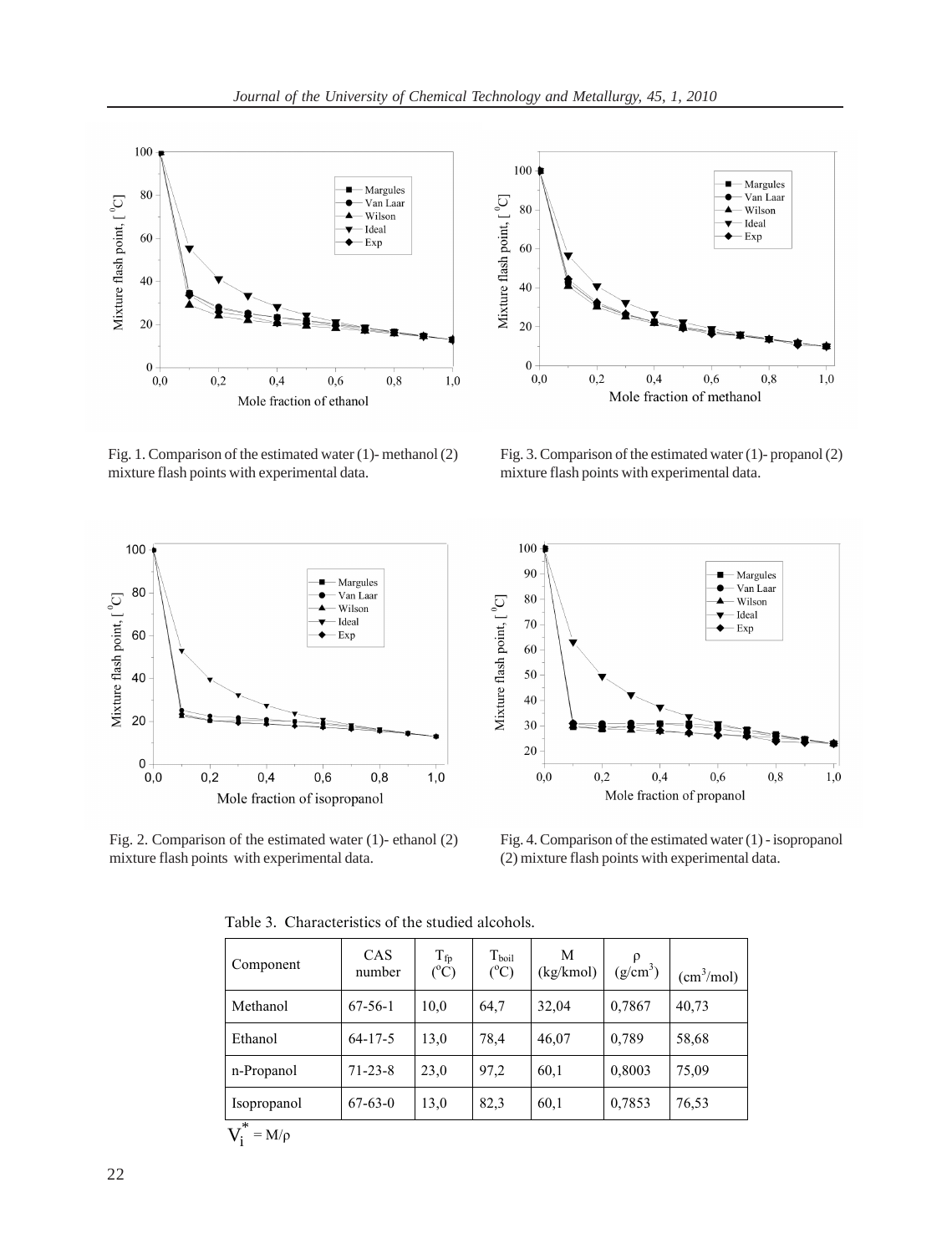Fig. 1. Comparison of the estimated water (1)- methanol (2) mixture flash points with experimental data.

Fig. 3. Comparison of the estimated water (1)- propanol (2) mixture flash points with experimental data.

Fig. 2. Comparison of the estimated water (1)- ethanol (2) mixture flash points with experimental data.

Fig. 4. Comparison of the estimated water (1) - isopropanol (2) mixture flash points with experimental data.

Table 3. Characteristics of the studied alcohols.

| Component | CAS number | $T_{fp}$ (°C) | $T_{boil}$ (°C) | M (kg/kmol) | ρ (g/cm³) | (cm³/mol) |
|---|---|---|---|---|---|---|
| Methanol | 67-56-1 | 10,0 | 64,7 | 32,04 | 0,7867 | 40,73 |
| Ethanol | 64-17-5 | 13,0 | 78,4 | 46,07 | 0,789 | 58,68 |
| n-Propanol | 71-23-8 | 23,0 | 97,2 | 60,1 | 0,8003 | 75,09 |
| Isopropanol | 67-63-0 | 13,0 | 82,3 | 60,1 | 0,7853 | 76,53 |

$V_i^* = M/\rho$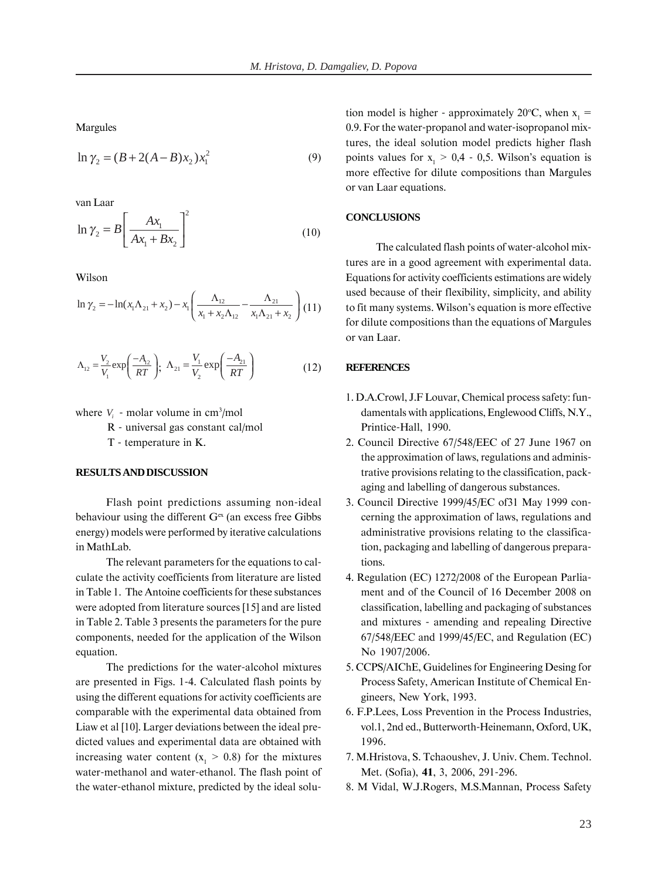Margules

$$\ln \gamma_2 = (B + 2(A - B)x_2)x_1^2 \tag{9}$$

van Laar

$$\ln \gamma_2 = B\left[\frac{Ax_1}{Ax_1 + Bx_2}\right]^2 \tag{10}$$

Wilson

$$\ln \gamma_2 = -\ln(x_1\Lambda_{21} + x_2) - x_1\left(\frac{\Lambda_{12}}{x_1 + x_2\Lambda_{12}} - \frac{\Lambda_{21}}{x_1\Lambda_{21} + x_2}\right) \tag{11}$$

$$\Lambda_{12} = \frac{V_2}{V_1}\exp\left(\frac{-A_{12}}{RT}\right);\ \Lambda_{21} = \frac{V_1}{V_2}\exp\left(\frac{-A_{21}}{RT}\right) \tag{12}$$

where $V_i$ - molar volume in cm$^3$/mol

R - universal gas constant cal/mol

T - temperature in K.

## RESULTS AND DISCUSSION

Flash point predictions assuming non-ideal behaviour using the different $G^{ex}$ (an excess free Gibbs energy) models were performed by iterative calculations in MathLab.

The relevant parameters for the equations to calculate the activity coefficients from literature are listed in Table 1. The Antoine coefficients for these substances were adopted from literature sources [15] and are listed in Table 2. Table 3 presents the parameters for the pure components, needed for the application of the Wilson equation.

The predictions for the water-alcohol mixtures are presented in Figs. 1-4. Calculated flash points by using the different equations for activity coefficients are comparable with the experimental data obtained from Liaw et al [10]. Larger deviations between the ideal predicted values and experimental data are obtained with increasing water content ($x_1 > 0.8$) for the mixtures water-methanol and water-ethanol. The flash point of the water-ethanol mixture, predicted by the ideal solution model is higher - approximately 20°C, when $x_1 = 0.9$. For the water-propanol and water-isopropanol mixtures, the ideal solution model predicts higher flash points values for $x_1 > 0,4 - 0,5$. Wilson's equation is more effective for dilute compositions than Margules or van Laar equations.

## CONCLUSIONS

The calculated flash points of water-alcohol mixtures are in a good agreement with experimental data. Equations for activity coefficients estimations are widely used because of their flexibility, simplicity, and ability to fit many systems. Wilson's equation is more effective for dilute compositions than the equations of Margules or van Laar.

## REFERENCES

1. D.A.Crowl, J.F Louvar, Chemical process safety: fundamentals with applications, Englewood Cliffs, N.Y., Printice-Hall, 1990.
2. Council Directive 67/548/EEC of 27 June 1967 on the approximation of laws, regulations and administrative provisions relating to the classification, packaging and labelling of dangerous substances.
3. Council Directive 1999/45/EC of31 May 1999 concerning the approximation of laws, regulations and administrative provisions relating to the classification, packaging and labelling of dangerous preparations.
4. Regulation (EC) 1272/2008 of the European Parliament and of the Council of 16 December 2008 on classification, labelling and packaging of substances and mixtures - amending and repealing Directive 67/548/EEC and 1999/45/EC, and Regulation (EC) No 1907/2006.
5. CCPS/AIChE, Guidelines for Engineering Desing for Process Safety, American Institute of Chemical Engineers, New York, 1993.
6. F.P.Lees, Loss Prevention in the Process Industries, vol.1, 2nd ed., Butterworth-Heinemann, Oxford, UK, 1996.
7. M.Hristova, S. Tchaoushev, J. Univ. Chem. Technol. Met. (Sofia), **41**, 3, 2006, 291-296.
8. M Vidal, W.J.Rogers, M.S.Mannan, Process Safety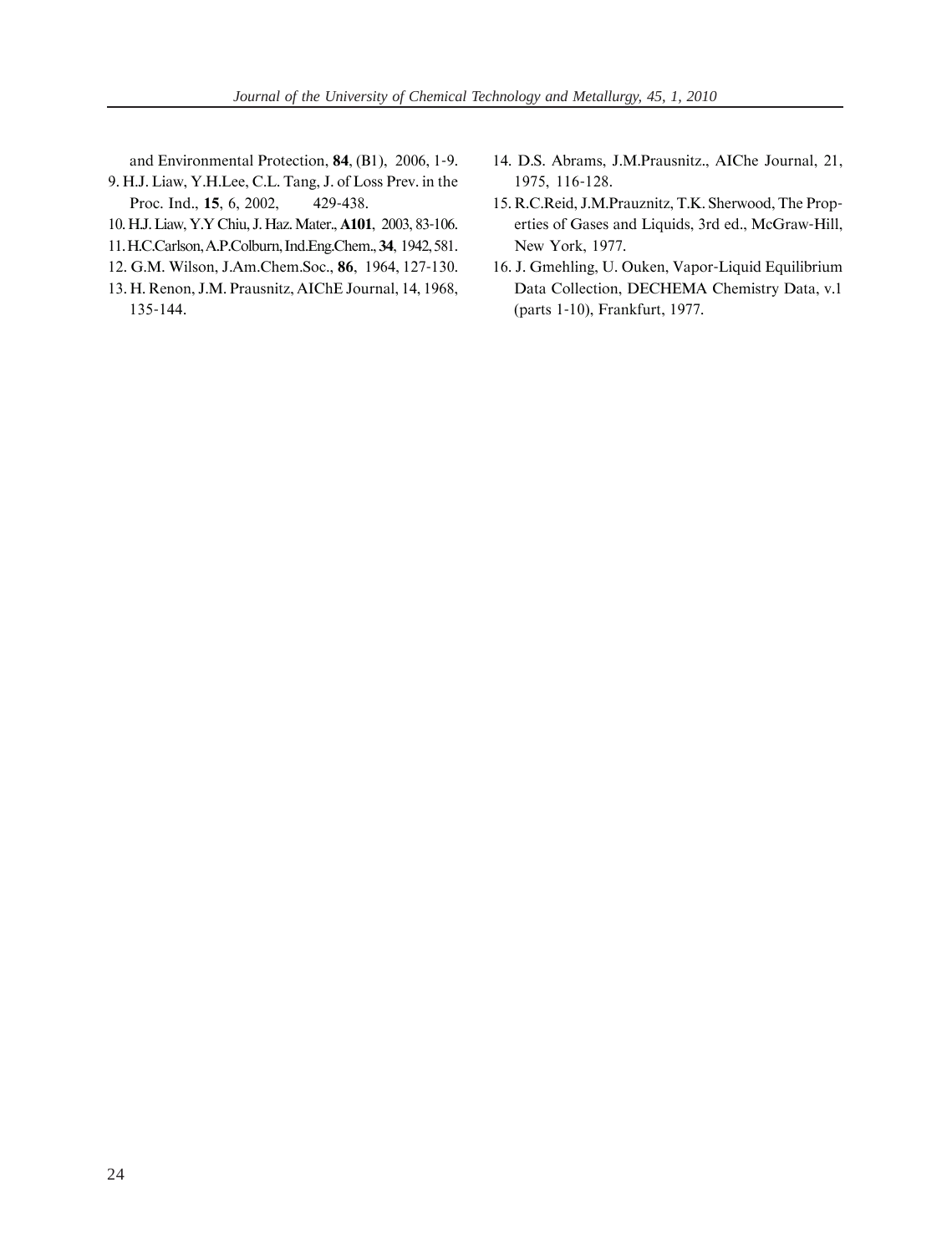and Environmental Protection, **84**, (B1), 2006, 1-9.

9. H.J. Liaw, Y.H.Lee, C.L. Tang, J. of Loss Prev. in the Proc. Ind., **15**, 6, 2002, 429-438.
10. H.J. Liaw, Y.Y Chiu, J. Haz. Mater., **A101**, 2003, 83-106.
11. H.C.Carlson, A.P.Colburn, Ind.Eng.Chem., **34**, 1942, 581.
12. G.M. Wilson, J.Am.Chem.Soc., **86**, 1964, 127-130.
13. H. Renon, J.M. Prausnitz, AIChE Journal, 14, 1968, 135-144.
14. D.S. Abrams, J.M.Prausnitz., AIChe Journal, 21, 1975, 116-128.
15. R.C.Reid, J.M.Prauznitz, T.K. Sherwood, The Properties of Gases and Liquids, 3rd ed., McGraw-Hill, New York, 1977.
16. J. Gmehling, U. Ouken, Vapor-Liquid Equilibrium Data Collection, DECHEMA Chemistry Data, v.1 (parts 1-10), Frankfurt, 1977.